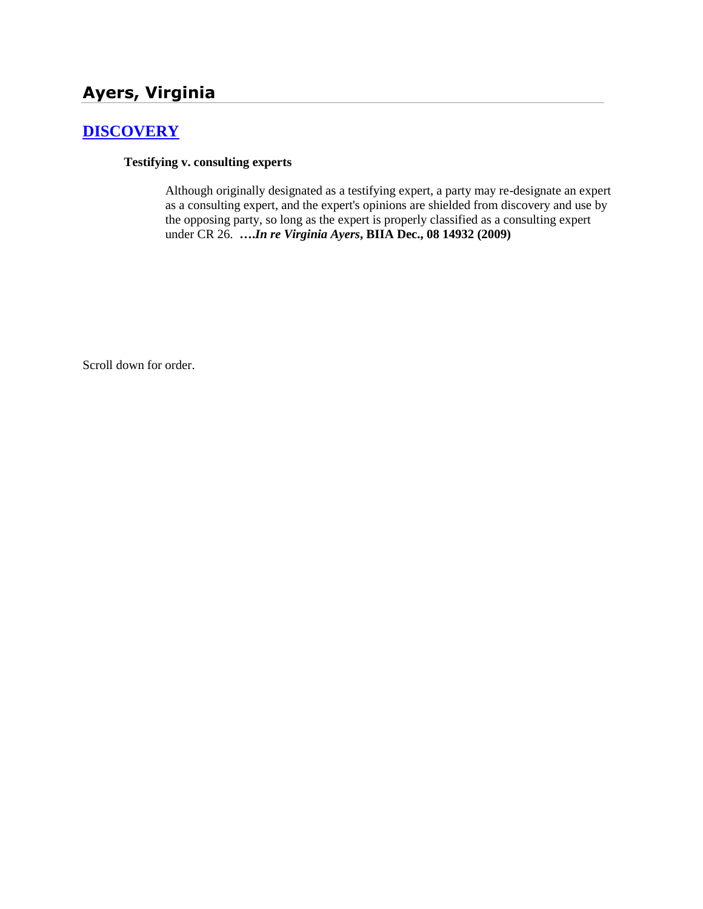# Ayers, Virginia

## [DISCOVERY]

**Testifying v. consulting experts**

> Although originally designated as a testifying expert, a party may re-designate an expert as a consulting expert, and the expert's opinions are shielded from discovery and use by the opposing party, so long as the expert is properly classified as a consulting expert under CR 26. **….*In re Virginia Ayers*, BIIA Dec., 08 14932 (2009)**

Scroll down for order.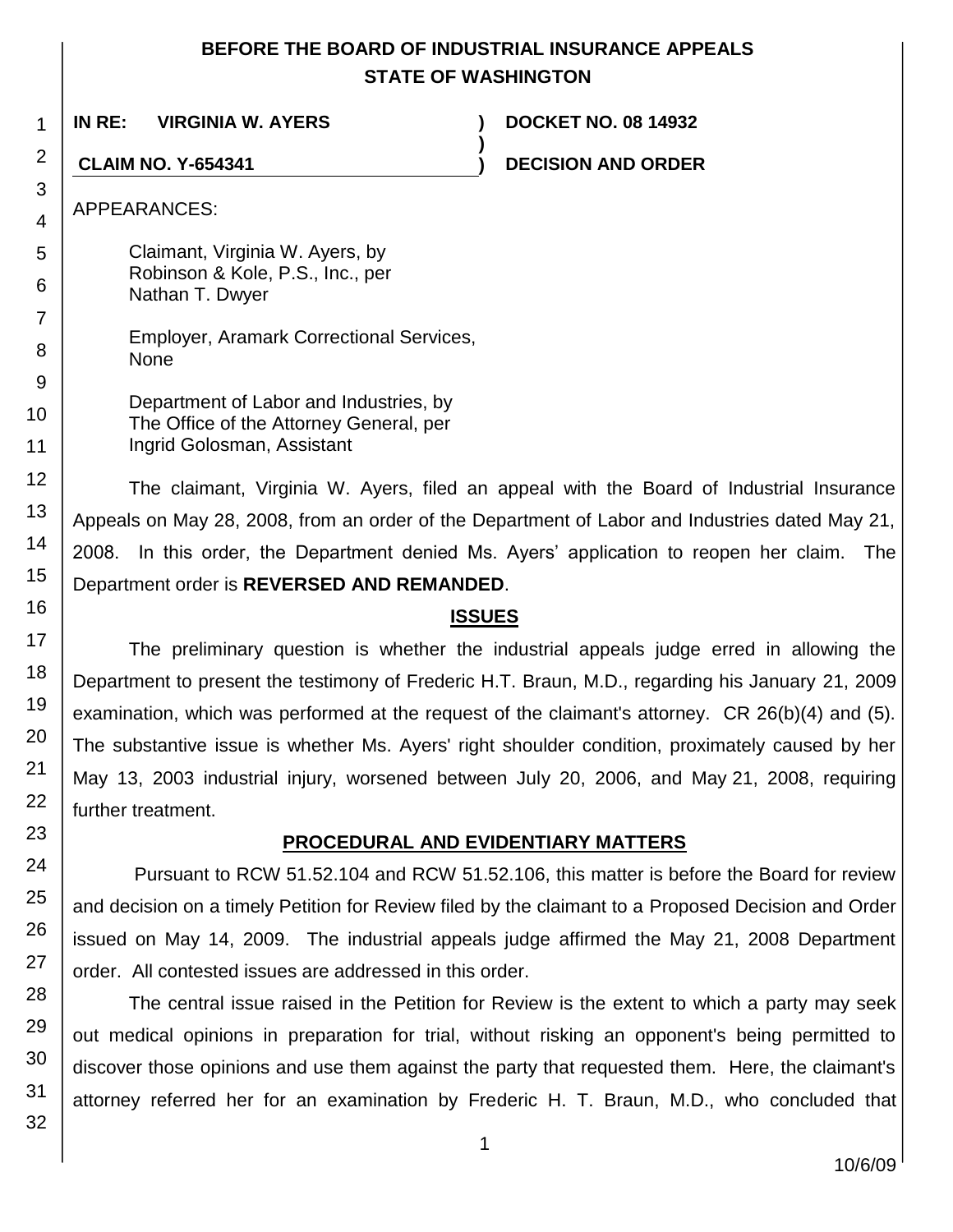# BEFORE THE BOARD OF INDUSTRIAL INSURANCE APPEALS
# STATE OF WASHINGTON

**IN RE: VIRGINIA W. AYERS** ) **DOCKET NO. 08 14932**
)
**CLAIM NO. Y-654341** ) **DECISION AND ORDER**

APPEARANCES:

Claimant, Virginia W. Ayers, by
Robinson & Kole, P.S., Inc., per
Nathan T. Dwyer

Employer, Aramark Correctional Services,
None

Department of Labor and Industries, by
The Office of the Attorney General, per
Ingrid Golosman, Assistant

The claimant, Virginia W. Ayers, filed an appeal with the Board of Industrial Insurance Appeals on May 28, 2008, from an order of the Department of Labor and Industries dated May 21, 2008. In this order, the Department denied Ms. Ayers' application to reopen her claim. The Department order is **REVERSED AND REMANDED**.

## ISSUES

The preliminary question is whether the industrial appeals judge erred in allowing the Department to present the testimony of Frederic H.T. Braun, M.D., regarding his January 21, 2009 examination, which was performed at the request of the claimant's attorney. CR 26(b)(4) and (5). The substantive issue is whether Ms. Ayers' right shoulder condition, proximately caused by her May 13, 2003 industrial injury, worsened between July 20, 2006, and May 21, 2008, requiring further treatment.

## PROCEDURAL AND EVIDENTIARY MATTERS

Pursuant to RCW 51.52.104 and RCW 51.52.106, this matter is before the Board for review and decision on a timely Petition for Review filed by the claimant to a Proposed Decision and Order issued on May 14, 2009. The industrial appeals judge affirmed the May 21, 2008 Department order. All contested issues are addressed in this order.

The central issue raised in the Petition for Review is the extent to which a party may seek out medical opinions in preparation for trial, without risking an opponent's being permitted to discover those opinions and use them against the party that requested them. Here, the claimant's attorney referred her for an examination by Frederic H. T. Braun, M.D., who concluded that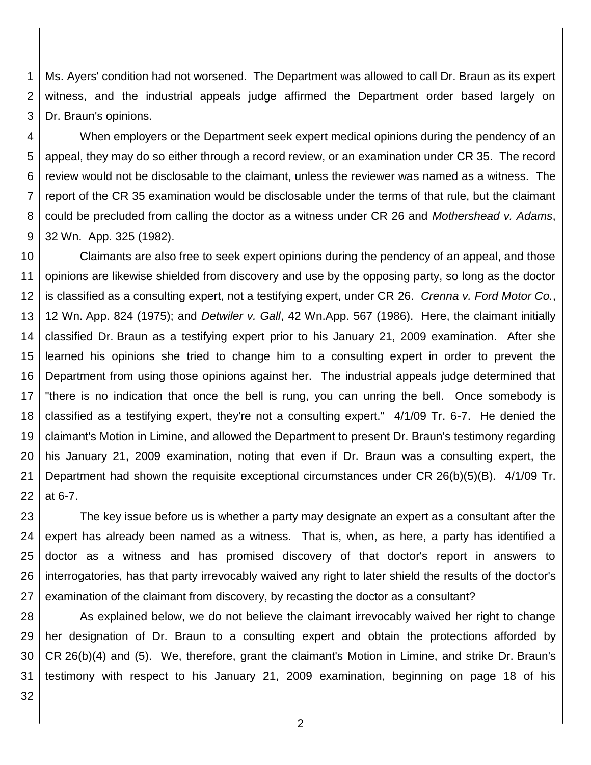Ms. Ayers' condition had not worsened. The Department was allowed to call Dr. Braun as its expert witness, and the industrial appeals judge affirmed the Department order based largely on Dr. Braun's opinions.

When employers or the Department seek expert medical opinions during the pendency of an appeal, they may do so either through a record review, or an examination under CR 35. The record review would not be disclosable to the claimant, unless the reviewer was named as a witness. The report of the CR 35 examination would be disclosable under the terms of that rule, but the claimant could be precluded from calling the doctor as a witness under CR 26 and *Mothershead v. Adams*, 32 Wn. App. 325 (1982).

Claimants are also free to seek expert opinions during the pendency of an appeal, and those opinions are likewise shielded from discovery and use by the opposing party, so long as the doctor is classified as a consulting expert, not a testifying expert, under CR 26. *Crenna v. Ford Motor Co.*, 12 Wn. App. 824 (1975); and *Detwiler v. Gall*, 42 Wn.App. 567 (1986). Here, the claimant initially classified Dr. Braun as a testifying expert prior to his January 21, 2009 examination. After she learned his opinions she tried to change him to a consulting expert in order to prevent the Department from using those opinions against her. The industrial appeals judge determined that "there is no indication that once the bell is rung, you can unring the bell. Once somebody is classified as a testifying expert, they're not a consulting expert." 4/1/09 Tr. 6-7. He denied the claimant's Motion in Limine, and allowed the Department to present Dr. Braun's testimony regarding his January 21, 2009 examination, noting that even if Dr. Braun was a consulting expert, the Department had shown the requisite exceptional circumstances under CR 26(b)(5)(B). 4/1/09 Tr. at 6-7.

The key issue before us is whether a party may designate an expert as a consultant after the expert has already been named as a witness. That is, when, as here, a party has identified a doctor as a witness and has promised discovery of that doctor's report in answers to interrogatories, has that party irrevocably waived any right to later shield the results of the doctor's examination of the claimant from discovery, by recasting the doctor as a consultant?

As explained below, we do not believe the claimant irrevocably waived her right to change her designation of Dr. Braun to a consulting expert and obtain the protections afforded by CR 26(b)(4) and (5). We, therefore, grant the claimant's Motion in Limine, and strike Dr. Braun's testimony with respect to his January 21, 2009 examination, beginning on page 18 of his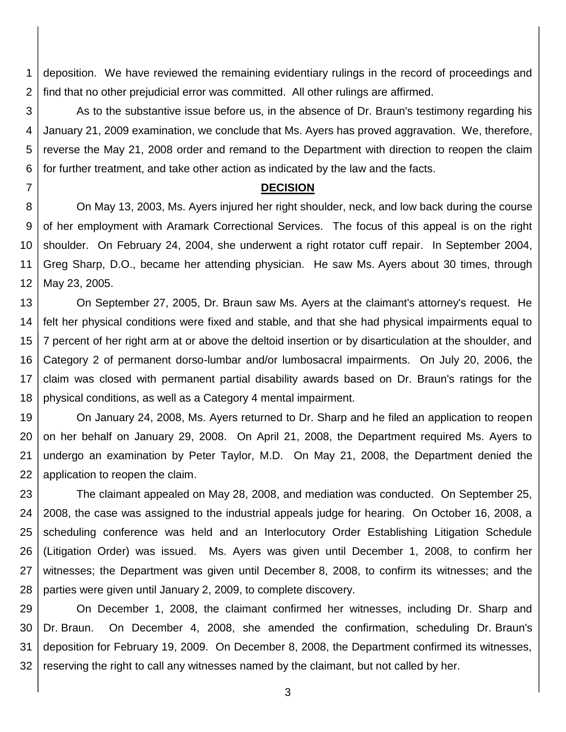deposition. We have reviewed the remaining evidentiary rulings in the record of proceedings and find that no other prejudicial error was committed. All other rulings are affirmed.

As to the substantive issue before us, in the absence of Dr. Braun's testimony regarding his January 21, 2009 examination, we conclude that Ms. Ayers has proved aggravation. We, therefore, reverse the May 21, 2008 order and remand to the Department with direction to reopen the claim for further treatment, and take other action as indicated by the law and the facts.

## DECISION

On May 13, 2003, Ms. Ayers injured her right shoulder, neck, and low back during the course of her employment with Aramark Correctional Services. The focus of this appeal is on the right shoulder. On February 24, 2004, she underwent a right rotator cuff repair. In September 2004, Greg Sharp, D.O., became her attending physician. He saw Ms. Ayers about 30 times, through May 23, 2005.

On September 27, 2005, Dr. Braun saw Ms. Ayers at the claimant's attorney's request. He felt her physical conditions were fixed and stable, and that she had physical impairments equal to 7 percent of her right arm at or above the deltoid insertion or by disarticulation at the shoulder, and Category 2 of permanent dorso-lumbar and/or lumbosacral impairments. On July 20, 2006, the claim was closed with permanent partial disability awards based on Dr. Braun's ratings for the physical conditions, as well as a Category 4 mental impairment.

On January 24, 2008, Ms. Ayers returned to Dr. Sharp and he filed an application to reopen on her behalf on January 29, 2008. On April 21, 2008, the Department required Ms. Ayers to undergo an examination by Peter Taylor, M.D. On May 21, 2008, the Department denied the application to reopen the claim.

The claimant appealed on May 28, 2008, and mediation was conducted. On September 25, 2008, the case was assigned to the industrial appeals judge for hearing. On October 16, 2008, a scheduling conference was held and an Interlocutory Order Establishing Litigation Schedule (Litigation Order) was issued. Ms. Ayers was given until December 1, 2008, to confirm her witnesses; the Department was given until December 8, 2008, to confirm its witnesses; and the parties were given until January 2, 2009, to complete discovery.

On December 1, 2008, the claimant confirmed her witnesses, including Dr. Sharp and Dr. Braun. On December 4, 2008, she amended the confirmation, scheduling Dr. Braun's deposition for February 19, 2009. On December 8, 2008, the Department confirmed its witnesses, reserving the right to call any witnesses named by the claimant, but not called by her.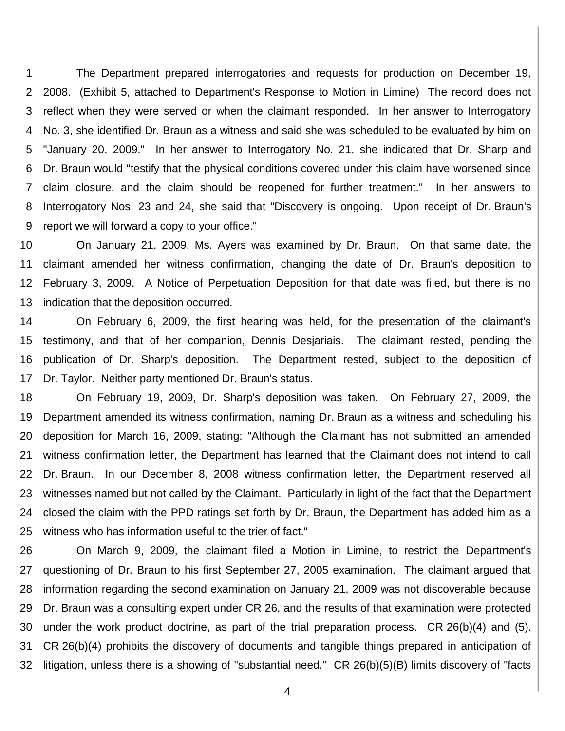The Department prepared interrogatories and requests for production on December 19, 2008. (Exhibit 5, attached to Department's Response to Motion in Limine) The record does not reflect when they were served or when the claimant responded. In her answer to Interrogatory No. 3, she identified Dr. Braun as a witness and said she was scheduled to be evaluated by him on "January 20, 2009." In her answer to Interrogatory No. 21, she indicated that Dr. Sharp and Dr. Braun would "testify that the physical conditions covered under this claim have worsened since claim closure, and the claim should be reopened for further treatment." In her answers to Interrogatory Nos. 23 and 24, she said that "Discovery is ongoing. Upon receipt of Dr. Braun's report we will forward a copy to your office."

On January 21, 2009, Ms. Ayers was examined by Dr. Braun. On that same date, the claimant amended her witness confirmation, changing the date of Dr. Braun's deposition to February 3, 2009. A Notice of Perpetuation Deposition for that date was filed, but there is no indication that the deposition occurred.

On February 6, 2009, the first hearing was held, for the presentation of the claimant's testimony, and that of her companion, Dennis Desjariais. The claimant rested, pending the publication of Dr. Sharp's deposition. The Department rested, subject to the deposition of Dr. Taylor. Neither party mentioned Dr. Braun's status.

On February 19, 2009, Dr. Sharp's deposition was taken. On February 27, 2009, the Department amended its witness confirmation, naming Dr. Braun as a witness and scheduling his deposition for March 16, 2009, stating: "Although the Claimant has not submitted an amended witness confirmation letter, the Department has learned that the Claimant does not intend to call Dr. Braun. In our December 8, 2008 witness confirmation letter, the Department reserved all witnesses named but not called by the Claimant. Particularly in light of the fact that the Department closed the claim with the PPD ratings set forth by Dr. Braun, the Department has added him as a witness who has information useful to the trier of fact."

On March 9, 2009, the claimant filed a Motion in Limine, to restrict the Department's questioning of Dr. Braun to his first September 27, 2005 examination. The claimant argued that information regarding the second examination on January 21, 2009 was not discoverable because Dr. Braun was a consulting expert under CR 26, and the results of that examination were protected under the work product doctrine, as part of the trial preparation process. CR 26(b)(4) and (5). CR 26(b)(4) prohibits the discovery of documents and tangible things prepared in anticipation of litigation, unless there is a showing of "substantial need." CR 26(b)(5)(B) limits discovery of "facts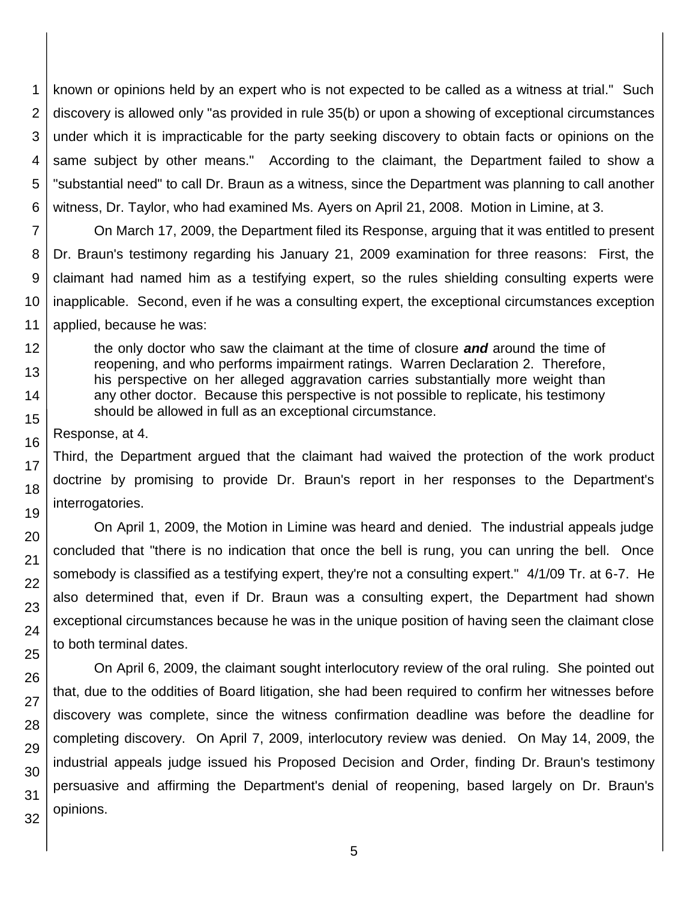known or opinions held by an expert who is not expected to be called as a witness at trial." Such discovery is allowed only "as provided in rule 35(b) or upon a showing of exceptional circumstances under which it is impracticable for the party seeking discovery to obtain facts or opinions on the same subject by other means." According to the claimant, the Department failed to show a "substantial need" to call Dr. Braun as a witness, since the Department was planning to call another witness, Dr. Taylor, who had examined Ms. Ayers on April 21, 2008. Motion in Limine, at 3.

On March 17, 2009, the Department filed its Response, arguing that it was entitled to present Dr. Braun's testimony regarding his January 21, 2009 examination for three reasons: First, the claimant had named him as a testifying expert, so the rules shielding consulting experts were inapplicable. Second, even if he was a consulting expert, the exceptional circumstances exception applied, because he was:

> the only doctor who saw the claimant at the time of closure ***and*** around the time of reopening, and who performs impairment ratings. Warren Declaration 2. Therefore, his perspective on her alleged aggravation carries substantially more weight than any other doctor. Because this perspective is not possible to replicate, his testimony should be allowed in full as an exceptional circumstance.

Response, at 4.

Third, the Department argued that the claimant had waived the protection of the work product doctrine by promising to provide Dr. Braun's report in her responses to the Department's interrogatories.

On April 1, 2009, the Motion in Limine was heard and denied. The industrial appeals judge concluded that "there is no indication that once the bell is rung, you can unring the bell. Once somebody is classified as a testifying expert, they're not a consulting expert." 4/1/09 Tr. at 6-7. He also determined that, even if Dr. Braun was a consulting expert, the Department had shown exceptional circumstances because he was in the unique position of having seen the claimant close to both terminal dates.

On April 6, 2009, the claimant sought interlocutory review of the oral ruling. She pointed out that, due to the oddities of Board litigation, she had been required to confirm her witnesses before discovery was complete, since the witness confirmation deadline was before the deadline for completing discovery. On April 7, 2009, interlocutory review was denied. On May 14, 2009, the industrial appeals judge issued his Proposed Decision and Order, finding Dr. Braun's testimony persuasive and affirming the Department's denial of reopening, based largely on Dr. Braun's opinions.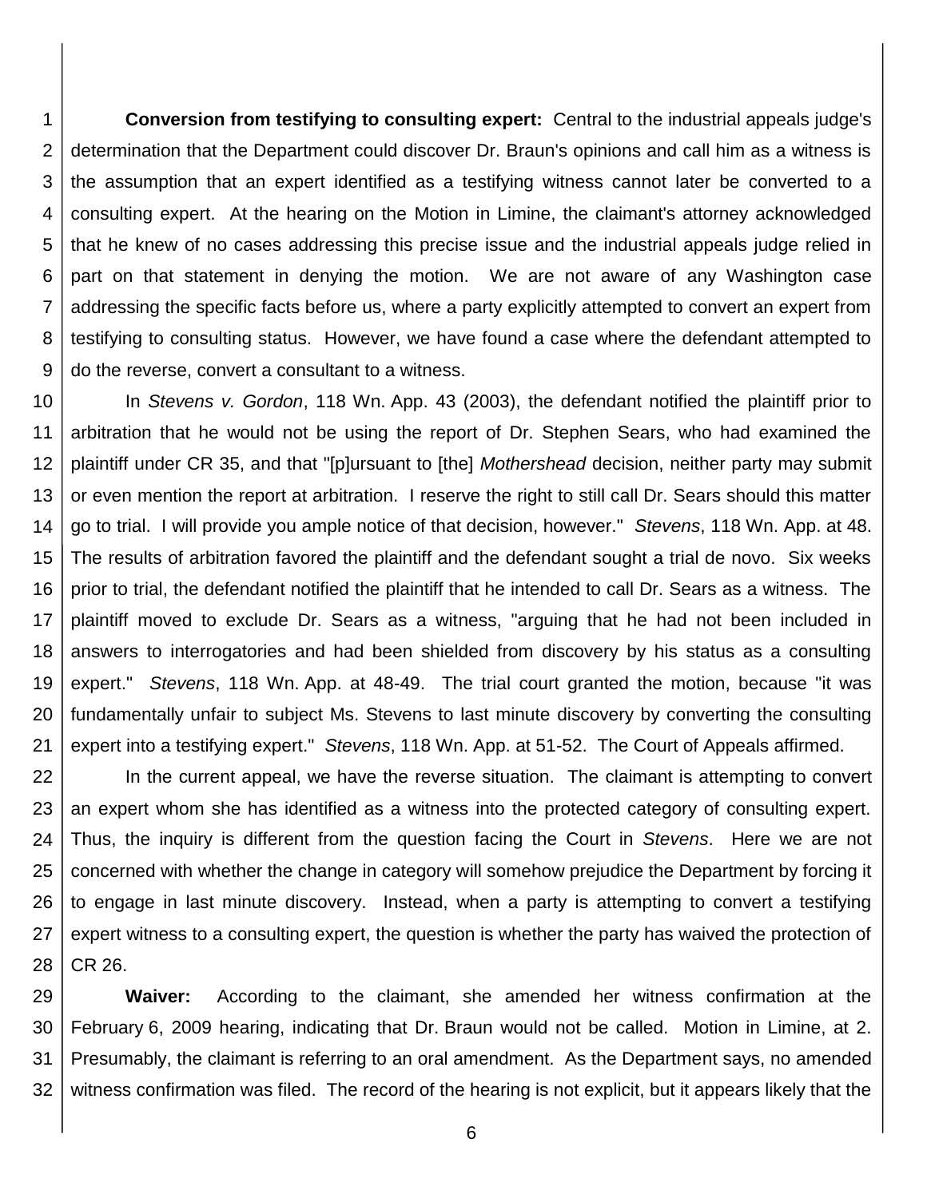**Conversion from testifying to consulting expert:** Central to the industrial appeals judge's determination that the Department could discover Dr. Braun's opinions and call him as a witness is the assumption that an expert identified as a testifying witness cannot later be converted to a consulting expert. At the hearing on the Motion in Limine, the claimant's attorney acknowledged that he knew of no cases addressing this precise issue and the industrial appeals judge relied in part on that statement in denying the motion. We are not aware of any Washington case addressing the specific facts before us, where a party explicitly attempted to convert an expert from testifying to consulting status. However, we have found a case where the defendant attempted to do the reverse, convert a consultant to a witness.

In *Stevens v. Gordon*, 118 Wn. App. 43 (2003), the defendant notified the plaintiff prior to arbitration that he would not be using the report of Dr. Stephen Sears, who had examined the plaintiff under CR 35, and that "[p]ursuant to [the] *Mothershead* decision, neither party may submit or even mention the report at arbitration. I reserve the right to still call Dr. Sears should this matter go to trial. I will provide you ample notice of that decision, however." *Stevens*, 118 Wn. App. at 48. The results of arbitration favored the plaintiff and the defendant sought a trial de novo. Six weeks prior to trial, the defendant notified the plaintiff that he intended to call Dr. Sears as a witness. The plaintiff moved to exclude Dr. Sears as a witness, "arguing that he had not been included in answers to interrogatories and had been shielded from discovery by his status as a consulting expert." *Stevens*, 118 Wn. App. at 48-49. The trial court granted the motion, because "it was fundamentally unfair to subject Ms. Stevens to last minute discovery by converting the consulting expert into a testifying expert." *Stevens*, 118 Wn. App. at 51-52. The Court of Appeals affirmed.

In the current appeal, we have the reverse situation. The claimant is attempting to convert an expert whom she has identified as a witness into the protected category of consulting expert. Thus, the inquiry is different from the question facing the Court in *Stevens*. Here we are not concerned with whether the change in category will somehow prejudice the Department by forcing it to engage in last minute discovery. Instead, when a party is attempting to convert a testifying expert witness to a consulting expert, the question is whether the party has waived the protection of CR 26.

**Waiver:** According to the claimant, she amended her witness confirmation at the February 6, 2009 hearing, indicating that Dr. Braun would not be called. Motion in Limine, at 2. Presumably, the claimant is referring to an oral amendment. As the Department says, no amended witness confirmation was filed. The record of the hearing is not explicit, but it appears likely that the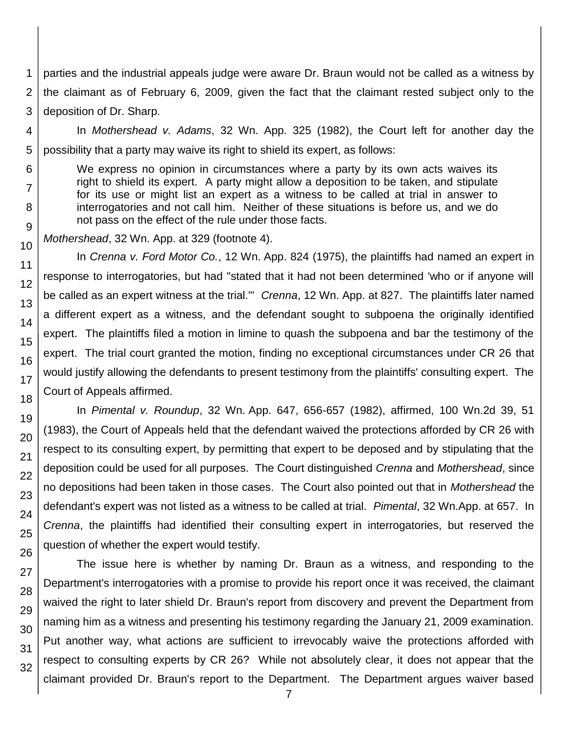parties and the industrial appeals judge were aware Dr. Braun would not be called as a witness by the claimant as of February 6, 2009, given the fact that the claimant rested subject only to the deposition of Dr. Sharp.

In *Mothershead v. Adams*, 32 Wn. App. 325 (1982), the Court left for another day the possibility that a party may waive its right to shield its expert, as follows:

> We express no opinion in circumstances where a party by its own acts waives its right to shield its expert. A party might allow a deposition to be taken, and stipulate for its use or might list an expert as a witness to be called at trial in answer to interrogatories and not call him. Neither of these situations is before us, and we do not pass on the effect of the rule under those facts.

*Mothershead*, 32 Wn. App. at 329 (footnote 4).

In *Crenna v. Ford Motor Co.*, 12 Wn. App. 824 (1975), the plaintiffs had named an expert in response to interrogatories, but had "stated that it had not been determined 'who or if anyone will be called as an expert witness at the trial.'" *Crenna*, 12 Wn. App. at 827. The plaintiffs later named a different expert as a witness, and the defendant sought to subpoena the originally identified expert. The plaintiffs filed a motion in limine to quash the subpoena and bar the testimony of the expert. The trial court granted the motion, finding no exceptional circumstances under CR 26 that would justify allowing the defendants to present testimony from the plaintiffs' consulting expert. The Court of Appeals affirmed.

In *Pimental v. Roundup*, 32 Wn. App. 647, 656-657 (1982), affirmed, 100 Wn.2d 39, 51 (1983), the Court of Appeals held that the defendant waived the protections afforded by CR 26 with respect to its consulting expert, by permitting that expert to be deposed and by stipulating that the deposition could be used for all purposes. The Court distinguished *Crenna* and *Mothershead*, since no depositions had been taken in those cases. The Court also pointed out that in *Mothershead* the defendant's expert was not listed as a witness to be called at trial. *Pimental*, 32 Wn.App. at 657. In *Crenna*, the plaintiffs had identified their consulting expert in interrogatories, but reserved the question of whether the expert would testify.

The issue here is whether by naming Dr. Braun as a witness, and responding to the Department's interrogatories with a promise to provide his report once it was received, the claimant waived the right to later shield Dr. Braun's report from discovery and prevent the Department from naming him as a witness and presenting his testimony regarding the January 21, 2009 examination. Put another way, what actions are sufficient to irrevocably waive the protections afforded with respect to consulting experts by CR 26? While not absolutely clear, it does not appear that the claimant provided Dr. Braun's report to the Department. The Department argues waiver based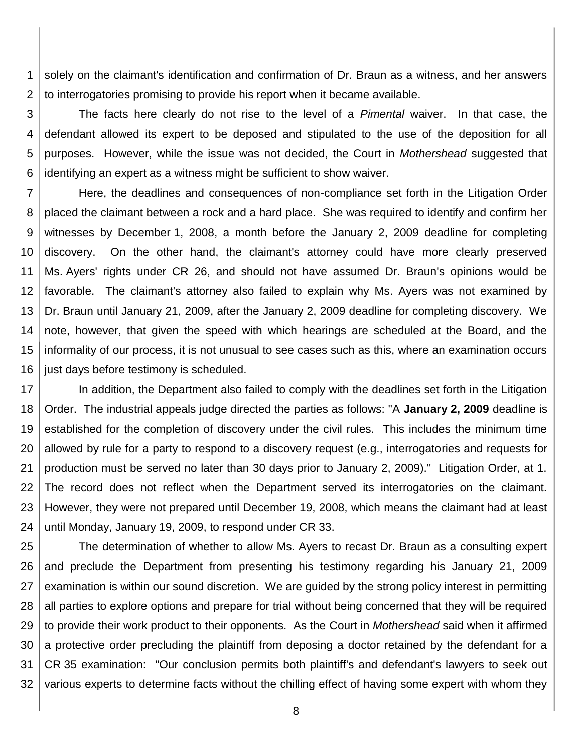solely on the claimant's identification and confirmation of Dr. Braun as a witness, and her answers to interrogatories promising to provide his report when it became available.

The facts here clearly do not rise to the level of a *Pimental* waiver. In that case, the defendant allowed its expert to be deposed and stipulated to the use of the deposition for all purposes. However, while the issue was not decided, the Court in *Mothershead* suggested that identifying an expert as a witness might be sufficient to show waiver.

Here, the deadlines and consequences of non-compliance set forth in the Litigation Order placed the claimant between a rock and a hard place. She was required to identify and confirm her witnesses by December 1, 2008, a month before the January 2, 2009 deadline for completing discovery. On the other hand, the claimant's attorney could have more clearly preserved Ms. Ayers' rights under CR 26, and should not have assumed Dr. Braun's opinions would be favorable. The claimant's attorney also failed to explain why Ms. Ayers was not examined by Dr. Braun until January 21, 2009, after the January 2, 2009 deadline for completing discovery. We note, however, that given the speed with which hearings are scheduled at the Board, and the informality of our process, it is not unusual to see cases such as this, where an examination occurs just days before testimony is scheduled.

In addition, the Department also failed to comply with the deadlines set forth in the Litigation Order. The industrial appeals judge directed the parties as follows: "A **January 2, 2009** deadline is established for the completion of discovery under the civil rules. This includes the minimum time allowed by rule for a party to respond to a discovery request (e.g., interrogatories and requests for production must be served no later than 30 days prior to January 2, 2009)." Litigation Order, at 1. The record does not reflect when the Department served its interrogatories on the claimant. However, they were not prepared until December 19, 2008, which means the claimant had at least until Monday, January 19, 2009, to respond under CR 33.

The determination of whether to allow Ms. Ayers to recast Dr. Braun as a consulting expert and preclude the Department from presenting his testimony regarding his January 21, 2009 examination is within our sound discretion. We are guided by the strong policy interest in permitting all parties to explore options and prepare for trial without being concerned that they will be required to provide their work product to their opponents. As the Court in *Mothershead* said when it affirmed a protective order precluding the plaintiff from deposing a doctor retained by the defendant for a CR 35 examination: "Our conclusion permits both plaintiff's and defendant's lawyers to seek out various experts to determine facts without the chilling effect of having some expert with whom they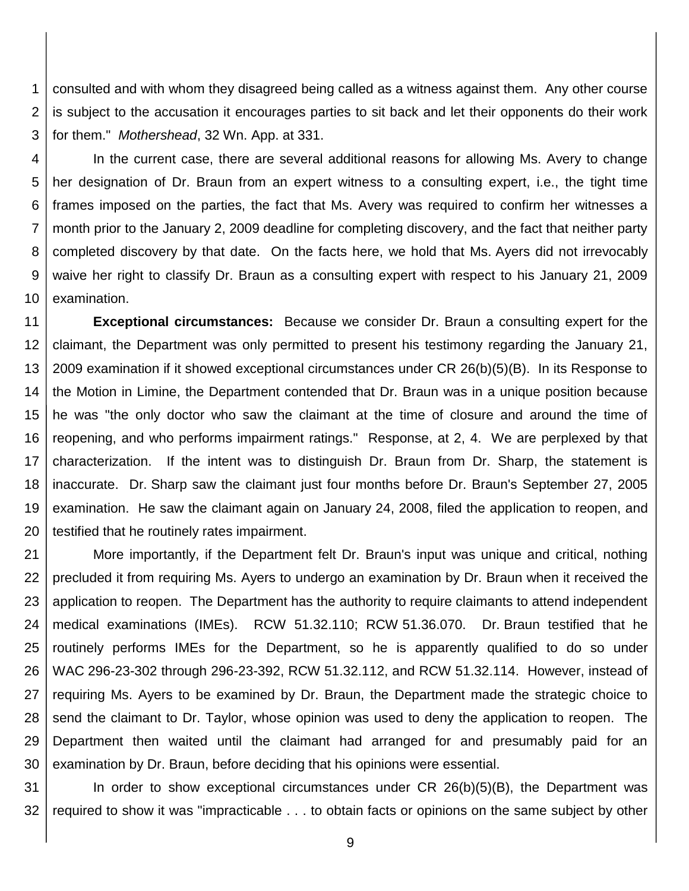consulted and with whom they disagreed being called as a witness against them. Any other course is subject to the accusation it encourages parties to sit back and let their opponents do their work for them." *Mothershead*, 32 Wn. App. at 331.

In the current case, there are several additional reasons for allowing Ms. Avery to change her designation of Dr. Braun from an expert witness to a consulting expert, i.e., the tight time frames imposed on the parties, the fact that Ms. Avery was required to confirm her witnesses a month prior to the January 2, 2009 deadline for completing discovery, and the fact that neither party completed discovery by that date. On the facts here, we hold that Ms. Ayers did not irrevocably waive her right to classify Dr. Braun as a consulting expert with respect to his January 21, 2009 examination.

**Exceptional circumstances:** Because we consider Dr. Braun a consulting expert for the claimant, the Department was only permitted to present his testimony regarding the January 21, 2009 examination if it showed exceptional circumstances under CR 26(b)(5)(B). In its Response to the Motion in Limine, the Department contended that Dr. Braun was in a unique position because he was "the only doctor who saw the claimant at the time of closure and around the time of reopening, and who performs impairment ratings." Response, at 2, 4. We are perplexed by that characterization. If the intent was to distinguish Dr. Braun from Dr. Sharp, the statement is inaccurate. Dr. Sharp saw the claimant just four months before Dr. Braun's September 27, 2005 examination. He saw the claimant again on January 24, 2008, filed the application to reopen, and testified that he routinely rates impairment.

More importantly, if the Department felt Dr. Braun's input was unique and critical, nothing precluded it from requiring Ms. Ayers to undergo an examination by Dr. Braun when it received the application to reopen. The Department has the authority to require claimants to attend independent medical examinations (IMEs). RCW 51.32.110; RCW 51.36.070. Dr. Braun testified that he routinely performs IMEs for the Department, so he is apparently qualified to do so under WAC 296-23-302 through 296-23-392, RCW 51.32.112, and RCW 51.32.114. However, instead of requiring Ms. Ayers to be examined by Dr. Braun, the Department made the strategic choice to send the claimant to Dr. Taylor, whose opinion was used to deny the application to reopen. The Department then waited until the claimant had arranged for and presumably paid for an examination by Dr. Braun, before deciding that his opinions were essential.

In order to show exceptional circumstances under CR 26(b)(5)(B), the Department was required to show it was "impracticable . . . to obtain facts or opinions on the same subject by other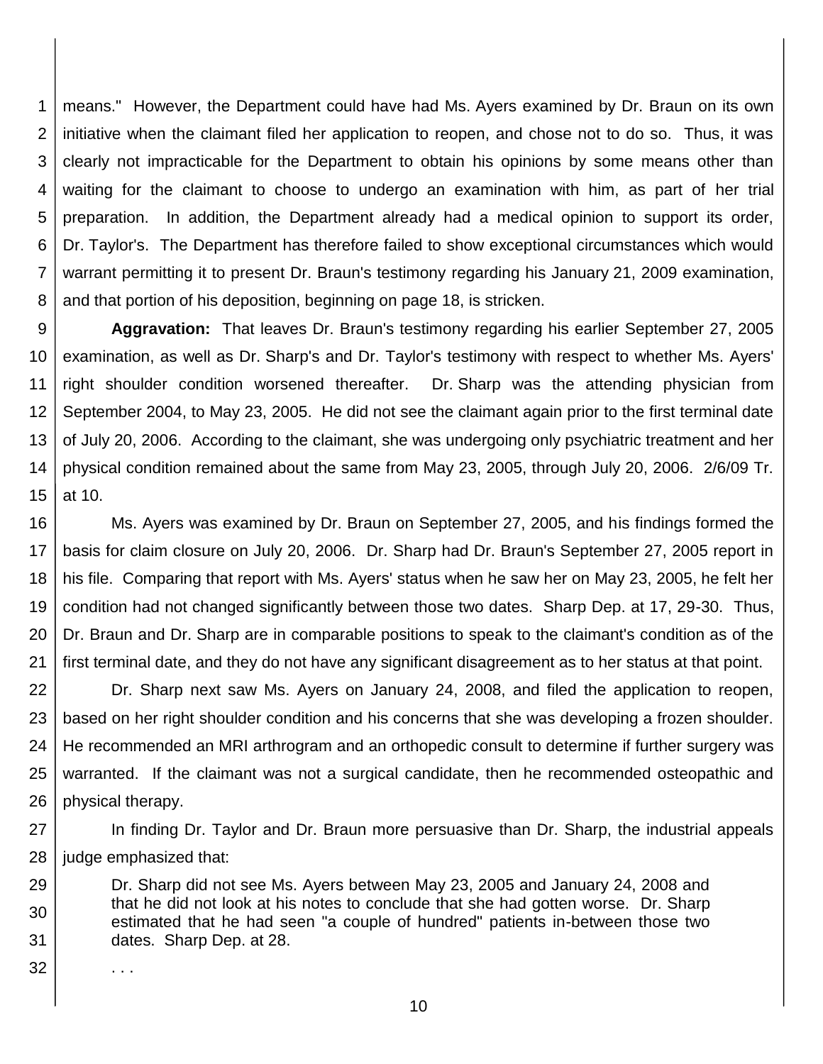means." However, the Department could have had Ms. Ayers examined by Dr. Braun on its own initiative when the claimant filed her application to reopen, and chose not to do so. Thus, it was clearly not impracticable for the Department to obtain his opinions by some means other than waiting for the claimant to choose to undergo an examination with him, as part of her trial preparation. In addition, the Department already had a medical opinion to support its order, Dr. Taylor's. The Department has therefore failed to show exceptional circumstances which would warrant permitting it to present Dr. Braun's testimony regarding his January 21, 2009 examination, and that portion of his deposition, beginning on page 18, is stricken.

**Aggravation:** That leaves Dr. Braun's testimony regarding his earlier September 27, 2005 examination, as well as Dr. Sharp's and Dr. Taylor's testimony with respect to whether Ms. Ayers' right shoulder condition worsened thereafter. Dr. Sharp was the attending physician from September 2004, to May 23, 2005. He did not see the claimant again prior to the first terminal date of July 20, 2006. According to the claimant, she was undergoing only psychiatric treatment and her physical condition remained about the same from May 23, 2005, through July 20, 2006. 2/6/09 Tr. at 10.

Ms. Ayers was examined by Dr. Braun on September 27, 2005, and his findings formed the basis for claim closure on July 20, 2006. Dr. Sharp had Dr. Braun's September 27, 2005 report in his file. Comparing that report with Ms. Ayers' status when he saw her on May 23, 2005, he felt her condition had not changed significantly between those two dates. Sharp Dep. at 17, 29-30. Thus, Dr. Braun and Dr. Sharp are in comparable positions to speak to the claimant's condition as of the first terminal date, and they do not have any significant disagreement as to her status at that point.

Dr. Sharp next saw Ms. Ayers on January 24, 2008, and filed the application to reopen, based on her right shoulder condition and his concerns that she was developing a frozen shoulder. He recommended an MRI arthrogram and an orthopedic consult to determine if further surgery was warranted. If the claimant was not a surgical candidate, then he recommended osteopathic and physical therapy.

In finding Dr. Taylor and Dr. Braun more persuasive than Dr. Sharp, the industrial appeals judge emphasized that:

> Dr. Sharp did not see Ms. Ayers between May 23, 2005 and January 24, 2008 and that he did not look at his notes to conclude that she had gotten worse. Dr. Sharp estimated that he had seen "a couple of hundred" patients in-between those two dates. Sharp Dep. at 28.
>
> . . .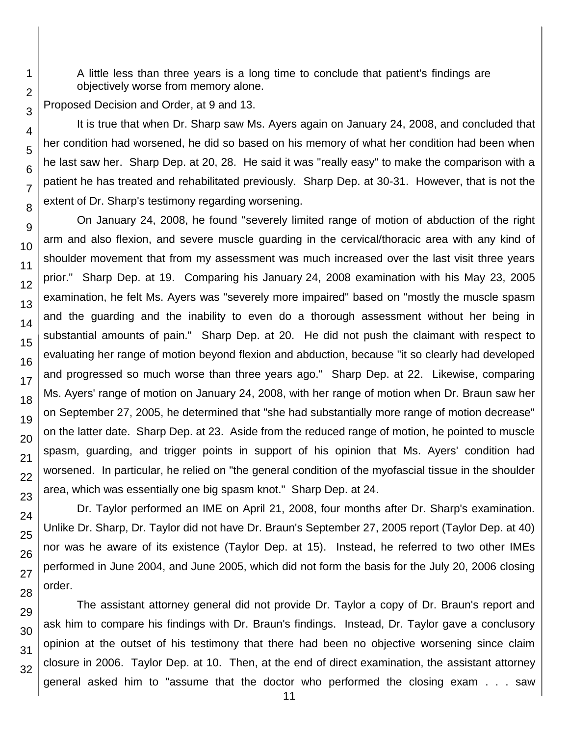A little less than three years is a long time to conclude that patient's findings are objectively worse from memory alone.

Proposed Decision and Order, at 9 and 13.

It is true that when Dr. Sharp saw Ms. Ayers again on January 24, 2008, and concluded that her condition had worsened, he did so based on his memory of what her condition had been when he last saw her. Sharp Dep. at 20, 28. He said it was "really easy" to make the comparison with a patient he has treated and rehabilitated previously. Sharp Dep. at 30-31. However, that is not the extent of Dr. Sharp's testimony regarding worsening.

On January 24, 2008, he found "severely limited range of motion of abduction of the right arm and also flexion, and severe muscle guarding in the cervical/thoracic area with any kind of shoulder movement that from my assessment was much increased over the last visit three years prior." Sharp Dep. at 19. Comparing his January 24, 2008 examination with his May 23, 2005 examination, he felt Ms. Ayers was "severely more impaired" based on "mostly the muscle spasm and the guarding and the inability to even do a thorough assessment without her being in substantial amounts of pain." Sharp Dep. at 20. He did not push the claimant with respect to evaluating her range of motion beyond flexion and abduction, because "it so clearly had developed and progressed so much worse than three years ago." Sharp Dep. at 22. Likewise, comparing Ms. Ayers' range of motion on January 24, 2008, with her range of motion when Dr. Braun saw her on September 27, 2005, he determined that "she had substantially more range of motion decrease" on the latter date. Sharp Dep. at 23. Aside from the reduced range of motion, he pointed to muscle spasm, guarding, and trigger points in support of his opinion that Ms. Ayers' condition had worsened. In particular, he relied on "the general condition of the myofascial tissue in the shoulder area, which was essentially one big spasm knot." Sharp Dep. at 24.

Dr. Taylor performed an IME on April 21, 2008, four months after Dr. Sharp's examination. Unlike Dr. Sharp, Dr. Taylor did not have Dr. Braun's September 27, 2005 report (Taylor Dep. at 40) nor was he aware of its existence (Taylor Dep. at 15). Instead, he referred to two other IMEs performed in June 2004, and June 2005, which did not form the basis for the July 20, 2006 closing order.

The assistant attorney general did not provide Dr. Taylor a copy of Dr. Braun's report and ask him to compare his findings with Dr. Braun's findings. Instead, Dr. Taylor gave a conclusory opinion at the outset of his testimony that there had been no objective worsening since claim closure in 2006. Taylor Dep. at 10. Then, at the end of direct examination, the assistant attorney general asked him to "assume that the doctor who performed the closing exam . . . saw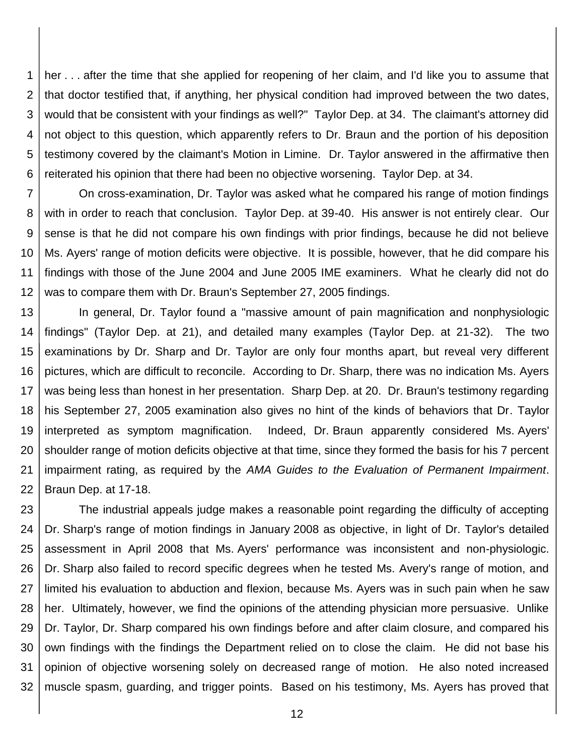her . . . after the time that she applied for reopening of her claim, and I'd like you to assume that that doctor testified that, if anything, her physical condition had improved between the two dates, would that be consistent with your findings as well?" Taylor Dep. at 34. The claimant's attorney did not object to this question, which apparently refers to Dr. Braun and the portion of his deposition testimony covered by the claimant's Motion in Limine. Dr. Taylor answered in the affirmative then reiterated his opinion that there had been no objective worsening. Taylor Dep. at 34.

On cross-examination, Dr. Taylor was asked what he compared his range of motion findings with in order to reach that conclusion. Taylor Dep. at 39-40. His answer is not entirely clear. Our sense is that he did not compare his own findings with prior findings, because he did not believe Ms. Ayers' range of motion deficits were objective. It is possible, however, that he did compare his findings with those of the June 2004 and June 2005 IME examiners. What he clearly did not do was to compare them with Dr. Braun's September 27, 2005 findings.

In general, Dr. Taylor found a "massive amount of pain magnification and nonphysiologic findings" (Taylor Dep. at 21), and detailed many examples (Taylor Dep. at 21-32). The two examinations by Dr. Sharp and Dr. Taylor are only four months apart, but reveal very different pictures, which are difficult to reconcile. According to Dr. Sharp, there was no indication Ms. Ayers was being less than honest in her presentation. Sharp Dep. at 20. Dr. Braun's testimony regarding his September 27, 2005 examination also gives no hint of the kinds of behaviors that Dr. Taylor interpreted as symptom magnification. Indeed, Dr. Braun apparently considered Ms. Ayers' shoulder range of motion deficits objective at that time, since they formed the basis for his 7 percent impairment rating, as required by the *AMA Guides to the Evaluation of Permanent Impairment*. Braun Dep. at 17-18.

The industrial appeals judge makes a reasonable point regarding the difficulty of accepting Dr. Sharp's range of motion findings in January 2008 as objective, in light of Dr. Taylor's detailed assessment in April 2008 that Ms. Ayers' performance was inconsistent and non-physiologic. Dr. Sharp also failed to record specific degrees when he tested Ms. Avery's range of motion, and limited his evaluation to abduction and flexion, because Ms. Ayers was in such pain when he saw her. Ultimately, however, we find the opinions of the attending physician more persuasive. Unlike Dr. Taylor, Dr. Sharp compared his own findings before and after claim closure, and compared his own findings with the findings the Department relied on to close the claim. He did not base his opinion of objective worsening solely on decreased range of motion. He also noted increased muscle spasm, guarding, and trigger points. Based on his testimony, Ms. Ayers has proved that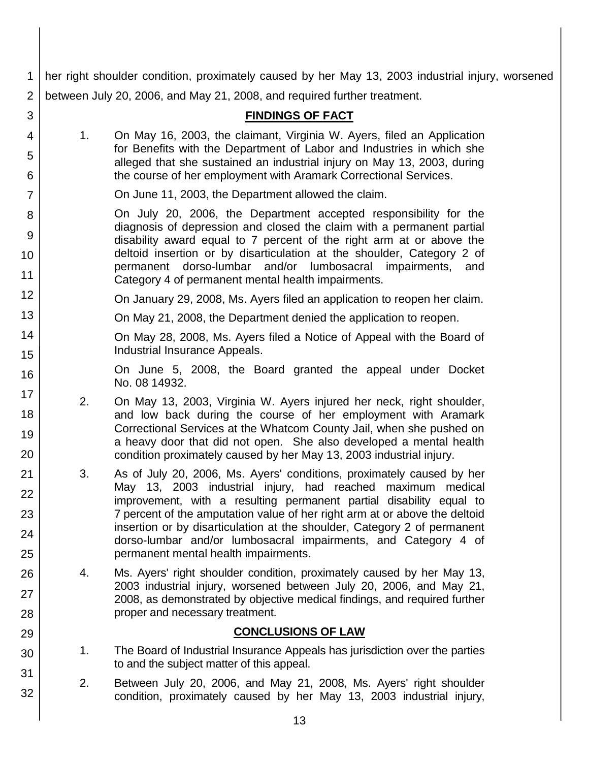her right shoulder condition, proximately caused by her May 13, 2003 industrial injury, worsened between July 20, 2006, and May 21, 2008, and required further treatment.

## FINDINGS OF FACT

1. On May 16, 2003, the claimant, Virginia W. Ayers, filed an Application for Benefits with the Department of Labor and Industries in which she alleged that she sustained an industrial injury on May 13, 2003, during the course of her employment with Aramark Correctional Services.

   On June 11, 2003, the Department allowed the claim.

   On July 20, 2006, the Department accepted responsibility for the diagnosis of depression and closed the claim with a permanent partial disability award equal to 7 percent of the right arm at or above the deltoid insertion or by disarticulation at the shoulder, Category 2 of permanent dorso-lumbar and/or lumbosacral impairments, and Category 4 of permanent mental health impairments.

   On January 29, 2008, Ms. Ayers filed an application to reopen her claim.

   On May 21, 2008, the Department denied the application to reopen.

   On May 28, 2008, Ms. Ayers filed a Notice of Appeal with the Board of Industrial Insurance Appeals.

   On June 5, 2008, the Board granted the appeal under Docket No. 08 14932.

2. On May 13, 2003, Virginia W. Ayers injured her neck, right shoulder, and low back during the course of her employment with Aramark Correctional Services at the Whatcom County Jail, when she pushed on a heavy door that did not open. She also developed a mental health condition proximately caused by her May 13, 2003 industrial injury.

3. As of July 20, 2006, Ms. Ayers' conditions, proximately caused by her May 13, 2003 industrial injury, had reached maximum medical improvement, with a resulting permanent partial disability equal to 7 percent of the amputation value of her right arm at or above the deltoid insertion or by disarticulation at the shoulder, Category 2 of permanent dorso-lumbar and/or lumbosacral impairments, and Category 4 of permanent mental health impairments.

4. Ms. Ayers' right shoulder condition, proximately caused by her May 13, 2003 industrial injury, worsened between July 20, 2006, and May 21, 2008, as demonstrated by objective medical findings, and required further proper and necessary treatment.

## CONCLUSIONS OF LAW

1. The Board of Industrial Insurance Appeals has jurisdiction over the parties to and the subject matter of this appeal.

2. Between July 20, 2006, and May 21, 2008, Ms. Ayers' right shoulder condition, proximately caused by her May 13, 2003 industrial injury,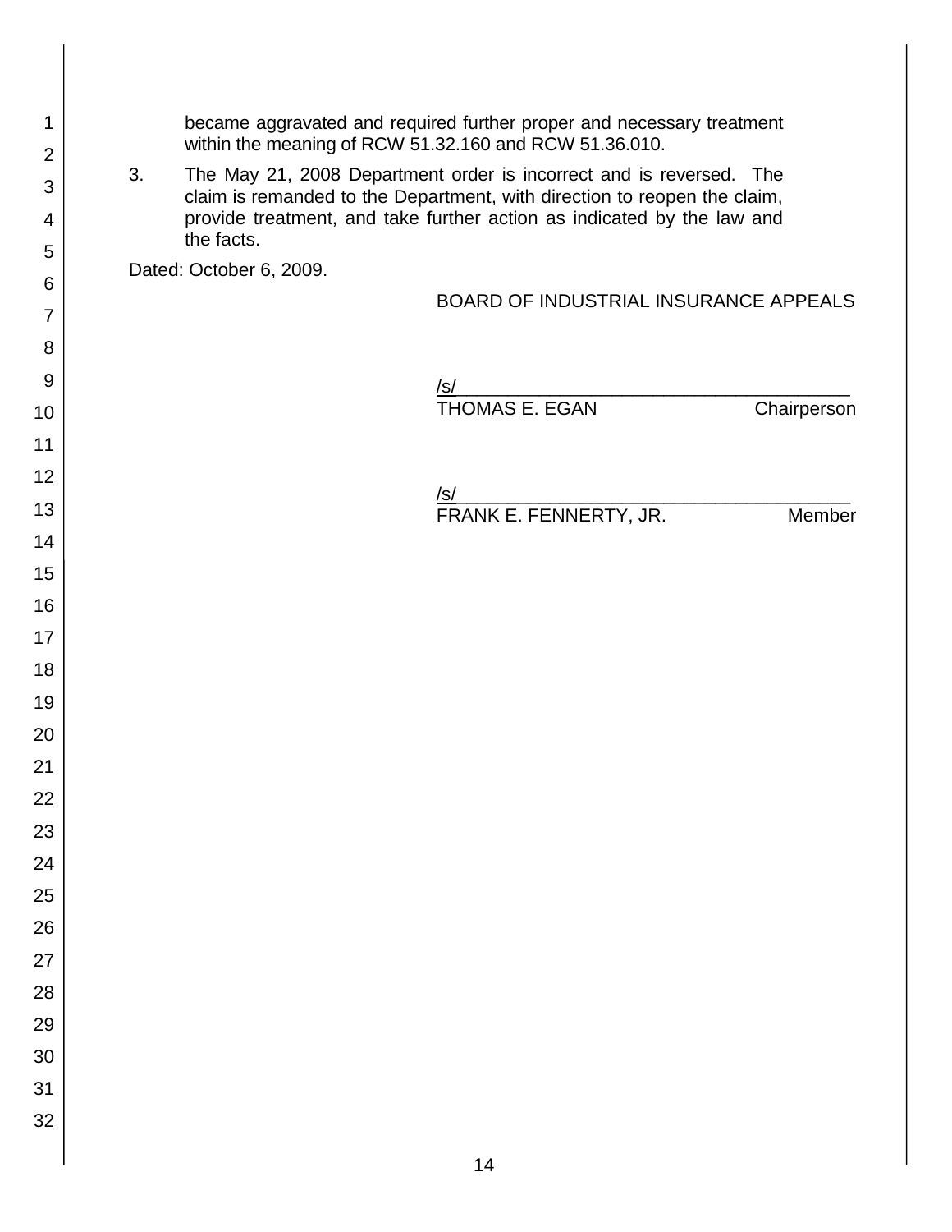became aggravated and required further proper and necessary treatment within the meaning of RCW 51.32.160 and RCW 51.36.010.

3. The May 21, 2008 Department order is incorrect and is reversed. The claim is remanded to the Department, with direction to reopen the claim, provide treatment, and take further action as indicated by the law and the facts.

Dated: October 6, 2009.

BOARD OF INDUSTRIAL INSURANCE APPEALS

/s/\_\_\_\_\_\_\_\_\_\_\_\_\_\_\_\_\_\_\_\_\_\_\_\_\_\_\_\_\_\_\_\_\_\_\_\_\_\_
THOMAS E. EGAN Chairperson

/s/\_\_\_\_\_\_\_\_\_\_\_\_\_\_\_\_\_\_\_\_\_\_\_\_\_\_\_\_\_\_\_\_\_\_\_\_\_\_
FRANK E. FENNERTY, JR. Member